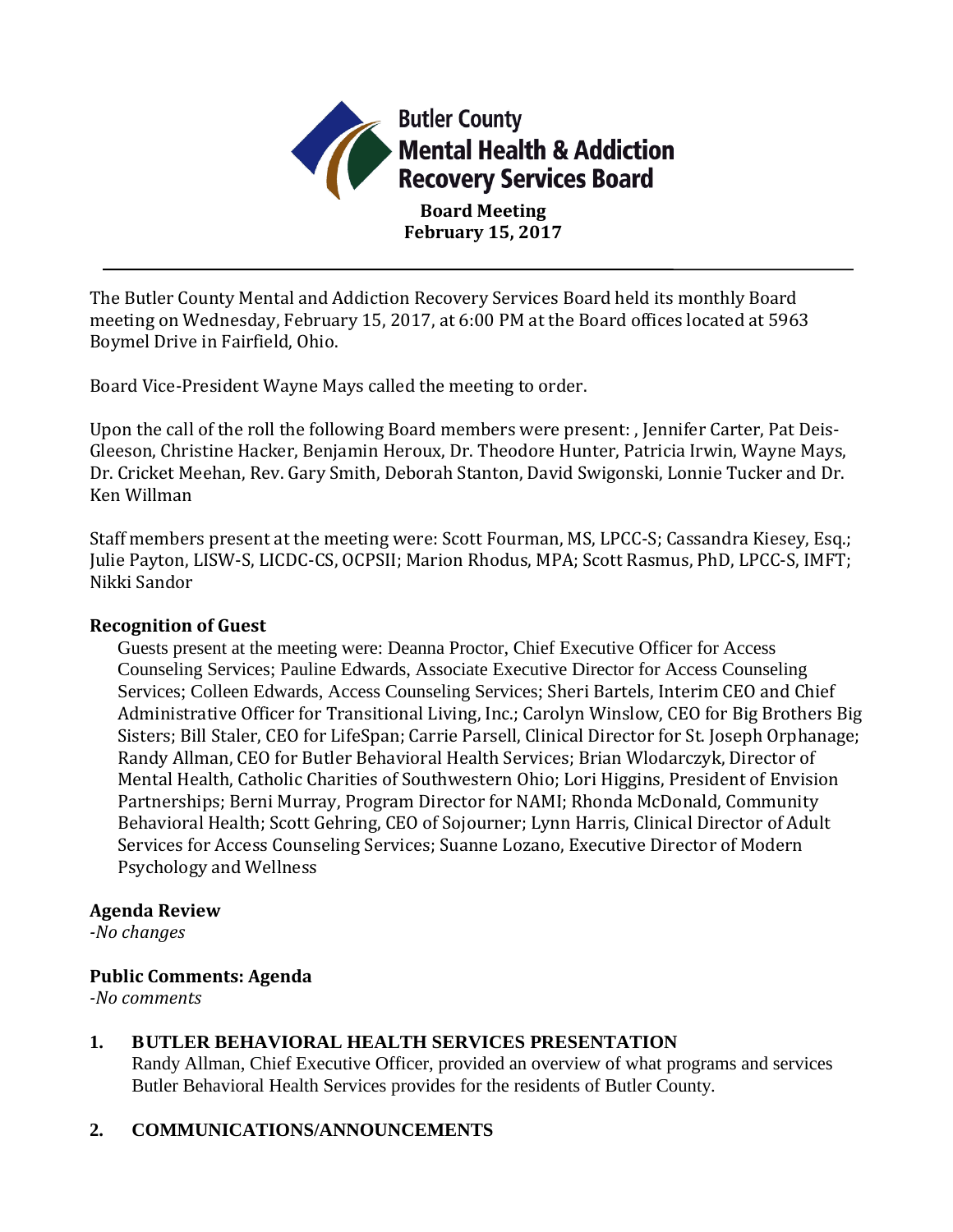# Butler County Mental Health & Addiction Recovery Services Board

**Board Meeting**
**February 15, 2017**

---

The Butler County Mental and Addiction Recovery Services Board held its monthly Board meeting on Wednesday, February 15, 2017, at 6:00 PM at the Board offices located at 5963 Boymel Drive in Fairfield, Ohio.

Board Vice-President Wayne Mays called the meeting to order.

Upon the call of the roll the following Board members were present: , Jennifer Carter, Pat Deis-Gleeson, Christine Hacker, Benjamin Heroux, Dr. Theodore Hunter, Patricia Irwin, Wayne Mays, Dr. Cricket Meehan, Rev. Gary Smith, Deborah Stanton, David Swigonski, Lonnie Tucker and Dr. Ken Willman

Staff members present at the meeting were: Scott Fourman, MS, LPCC-S; Cassandra Kiesey, Esq.; Julie Payton, LISW-S, LICDC-CS, OCPSII; Marion Rhodus, MPA; Scott Rasmus, PhD, LPCC-S, IMFT; Nikki Sandor

### Recognition of Guest

Guests present at the meeting were: Deanna Proctor, Chief Executive Officer for Access Counseling Services; Pauline Edwards, Associate Executive Director for Access Counseling Services; Colleen Edwards, Access Counseling Services; Sheri Bartels, Interim CEO and Chief Administrative Officer for Transitional Living, Inc.; Carolyn Winslow, CEO for Big Brothers Big Sisters; Bill Staler, CEO for LifeSpan; Carrie Parsell, Clinical Director for St. Joseph Orphanage; Randy Allman, CEO for Butler Behavioral Health Services; Brian Wlodarczyk, Director of Mental Health, Catholic Charities of Southwestern Ohio; Lori Higgins, President of Envision Partnerships; Berni Murray, Program Director for NAMI; Rhonda McDonald, Community Behavioral Health; Scott Gehring, CEO of Sojourner; Lynn Harris, Clinical Director of Adult Services for Access Counseling Services; Suanne Lozano, Executive Director of Modern Psychology and Wellness

### Agenda Review

*-No changes*

### Public Comments: Agenda

*-No comments*

**1. BUTLER BEHAVIORAL HEALTH SERVICES PRESENTATION**

Randy Allman, Chief Executive Officer, provided an overview of what programs and services Butler Behavioral Health Services provides for the residents of Butler County.

**2. COMMUNICATIONS/ANNOUNCEMENTS**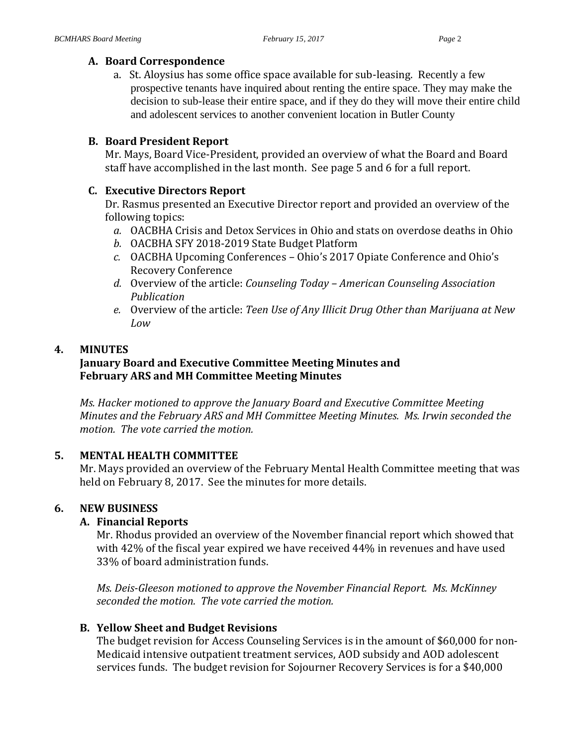### A. Board Correspondence

a. St. Aloysius has some office space available for sub-leasing. Recently a few prospective tenants have inquired about renting the entire space. They may make the decision to sub-lease their entire space, and if they do they will move their entire child and adolescent services to another convenient location in Butler County

### B. Board President Report

Mr. Mays, Board Vice-President, provided an overview of what the Board and Board staff have accomplished in the last month. See page 5 and 6 for a full report.

### C. Executive Directors Report

Dr. Rasmus presented an Executive Director report and provided an overview of the following topics:

*a.* OACBHA Crisis and Detox Services in Ohio and stats on overdose deaths in Ohio
*b.* OACBHA SFY 2018-2019 State Budget Platform
*c.* OACBHA Upcoming Conferences – Ohio's 2017 Opiate Conference and Ohio's Recovery Conference
*d.* Overview of the article: *Counseling Today – American Counseling Association Publication*
*e.* Overview of the article: *Teen Use of Any Illicit Drug Other than Marijuana at New Low*

## 4. MINUTES

**January Board and Executive Committee Meeting Minutes and February ARS and MH Committee Meeting Minutes**

*Ms. Hacker motioned to approve the January Board and Executive Committee Meeting Minutes and the February ARS and MH Committee Meeting Minutes. Ms. Irwin seconded the motion. The vote carried the motion.*

## 5. MENTAL HEALTH COMMITTEE

Mr. Mays provided an overview of the February Mental Health Committee meeting that was held on February 8, 2017. See the minutes for more details.

## 6. NEW BUSINESS

### A. Financial Reports

Mr. Rhodus provided an overview of the November financial report which showed that with 42% of the fiscal year expired we have received 44% in revenues and have used 33% of board administration funds.

*Ms. Deis-Gleeson motioned to approve the November Financial Report. Ms. McKinney seconded the motion. The vote carried the motion.*

### B. Yellow Sheet and Budget Revisions

The budget revision for Access Counseling Services is in the amount of $60,000 for non-Medicaid intensive outpatient treatment services, AOD subsidy and AOD adolescent services funds. The budget revision for Sojourner Recovery Services is for a $40,000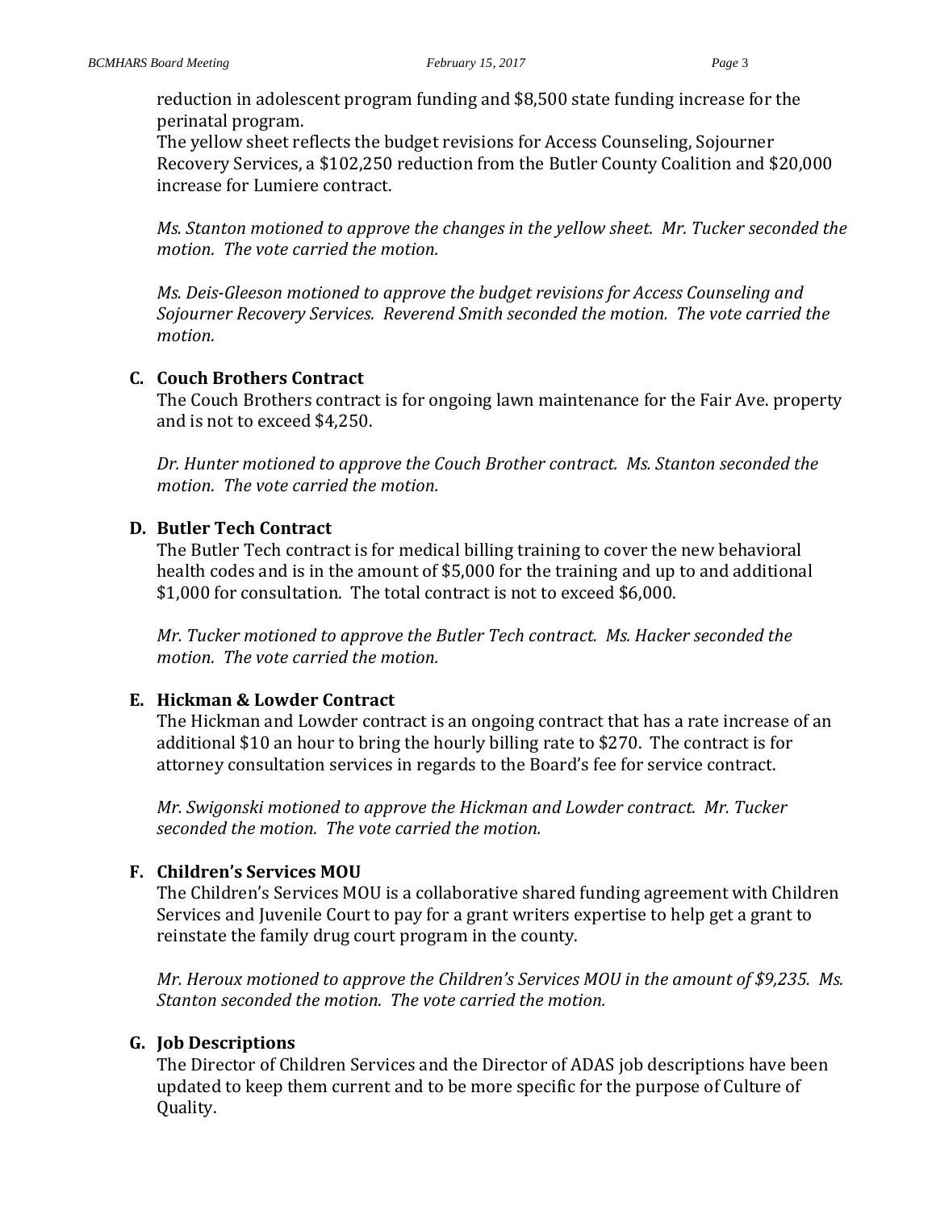reduction in adolescent program funding and $8,500 state funding increase for the perinatal program.

The yellow sheet reflects the budget revisions for Access Counseling, Sojourner Recovery Services, a $102,250 reduction from the Butler County Coalition and $20,000 increase for Lumiere contract.

*Ms. Stanton motioned to approve the changes in the yellow sheet. Mr. Tucker seconded the motion. The vote carried the motion.*

*Ms. Deis-Gleeson motioned to approve the budget revisions for Access Counseling and Sojourner Recovery Services. Reverend Smith seconded the motion. The vote carried the motion.*

**C. Couch Brothers Contract**

The Couch Brothers contract is for ongoing lawn maintenance for the Fair Ave. property and is not to exceed $4,250.

*Dr. Hunter motioned to approve the Couch Brother contract. Ms. Stanton seconded the motion. The vote carried the motion.*

**D. Butler Tech Contract**

The Butler Tech contract is for medical billing training to cover the new behavioral health codes and is in the amount of $5,000 for the training and up to and additional $1,000 for consultation. The total contract is not to exceed $6,000.

*Mr. Tucker motioned to approve the Butler Tech contract. Ms. Hacker seconded the motion. The vote carried the motion.*

**E. Hickman & Lowder Contract**

The Hickman and Lowder contract is an ongoing contract that has a rate increase of an additional $10 an hour to bring the hourly billing rate to $270. The contract is for attorney consultation services in regards to the Board's fee for service contract.

*Mr. Swigonski motioned to approve the Hickman and Lowder contract. Mr. Tucker seconded the motion. The vote carried the motion.*

**F. Children's Services MOU**

The Children's Services MOU is a collaborative shared funding agreement with Children Services and Juvenile Court to pay for a grant writers expertise to help get a grant to reinstate the family drug court program in the county.

*Mr. Heroux motioned to approve the Children's Services MOU in the amount of $9,235. Ms. Stanton seconded the motion. The vote carried the motion.*

**G. Job Descriptions**

The Director of Children Services and the Director of ADAS job descriptions have been updated to keep them current and to be more specific for the purpose of Culture of Quality.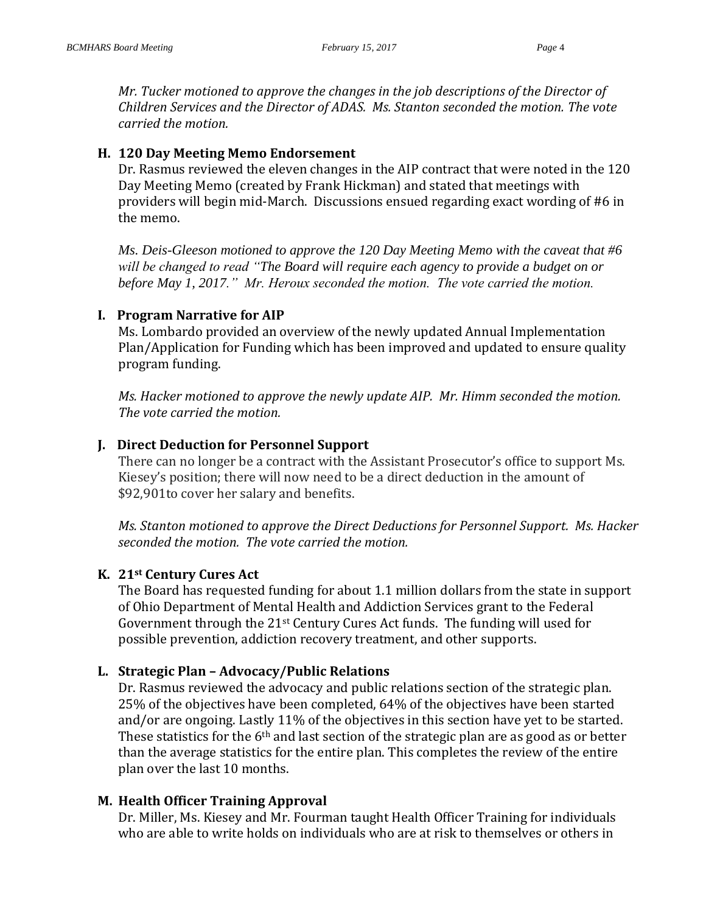*Mr. Tucker motioned to approve the changes in the job descriptions of the Director of Children Services and the Director of ADAS. Ms. Stanton seconded the motion. The vote carried the motion.*

### H. 120 Day Meeting Memo Endorsement

Dr. Rasmus reviewed the eleven changes in the AIP contract that were noted in the 120 Day Meeting Memo (created by Frank Hickman) and stated that meetings with providers will begin mid-March. Discussions ensued regarding exact wording of #6 in the memo.

*Ms. Deis-Gleeson motioned to approve the 120 Day Meeting Memo with the caveat that #6 will be changed to read "The Board will require each agency to provide a budget on or before May 1, 2017." Mr. Heroux seconded the motion. The vote carried the motion.*

### I. Program Narrative for AIP

Ms. Lombardo provided an overview of the newly updated Annual Implementation Plan/Application for Funding which has been improved and updated to ensure quality program funding.

*Ms. Hacker motioned to approve the newly update AIP. Mr. Himm seconded the motion. The vote carried the motion.*

### J. Direct Deduction for Personnel Support

There can no longer be a contract with the Assistant Prosecutor's office to support Ms. Kiesey's position; there will now need to be a direct deduction in the amount of $92,901to cover her salary and benefits.

*Ms. Stanton motioned to approve the Direct Deductions for Personnel Support. Ms. Hacker seconded the motion. The vote carried the motion.*

### K. 21st Century Cures Act

The Board has requested funding for about 1.1 million dollars from the state in support of Ohio Department of Mental Health and Addiction Services grant to the Federal Government through the 21st Century Cures Act funds. The funding will used for possible prevention, addiction recovery treatment, and other supports.

### L. Strategic Plan – Advocacy/Public Relations

Dr. Rasmus reviewed the advocacy and public relations section of the strategic plan. 25% of the objectives have been completed, 64% of the objectives have been started and/or are ongoing. Lastly 11% of the objectives in this section have yet to be started. These statistics for the 6th and last section of the strategic plan are as good as or better than the average statistics for the entire plan. This completes the review of the entire plan over the last 10 months.

### M. Health Officer Training Approval

Dr. Miller, Ms. Kiesey and Mr. Fourman taught Health Officer Training for individuals who are able to write holds on individuals who are at risk to themselves or others in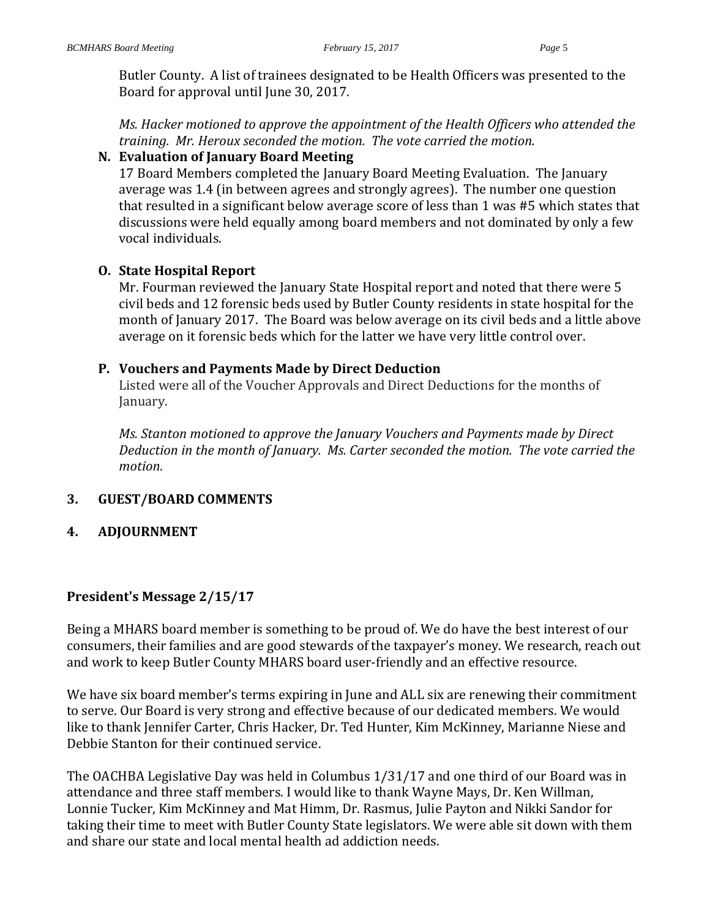Butler County. A list of trainees designated to be Health Officers was presented to the Board for approval until June 30, 2017.

*Ms. Hacker motioned to approve the appointment of the Health Officers who attended the training. Mr. Heroux seconded the motion. The vote carried the motion.*

**N. Evaluation of January Board Meeting**

17 Board Members completed the January Board Meeting Evaluation. The January average was 1.4 (in between agrees and strongly agrees). The number one question that resulted in a significant below average score of less than 1 was #5 which states that discussions were held equally among board members and not dominated by only a few vocal individuals.

**O. State Hospital Report**

Mr. Fourman reviewed the January State Hospital report and noted that there were 5 civil beds and 12 forensic beds used by Butler County residents in state hospital for the month of January 2017. The Board was below average on its civil beds and a little above average on it forensic beds which for the latter we have very little control over.

**P. Vouchers and Payments Made by Direct Deduction**

Listed were all of the Voucher Approvals and Direct Deductions for the months of January.

*Ms. Stanton motioned to approve the January Vouchers and Payments made by Direct Deduction in the month of January. Ms. Carter seconded the motion. The vote carried the motion.*

## 3. GUEST/BOARD COMMENTS

## 4. ADJOURNMENT

## President's Message 2/15/17

Being a MHARS board member is something to be proud of. We do have the best interest of our consumers, their families and are good stewards of the taxpayer's money. We research, reach out and work to keep Butler County MHARS board user-friendly and an effective resource.

We have six board member's terms expiring in June and ALL six are renewing their commitment to serve. Our Board is very strong and effective because of our dedicated members. We would like to thank Jennifer Carter, Chris Hacker, Dr. Ted Hunter, Kim McKinney, Marianne Niese and Debbie Stanton for their continued service.

The OACHBA Legislative Day was held in Columbus 1/31/17 and one third of our Board was in attendance and three staff members. I would like to thank Wayne Mays, Dr. Ken Willman, Lonnie Tucker, Kim McKinney and Mat Himm, Dr. Rasmus, Julie Payton and Nikki Sandor for taking their time to meet with Butler County State legislators. We were able sit down with them and share our state and local mental health ad addiction needs.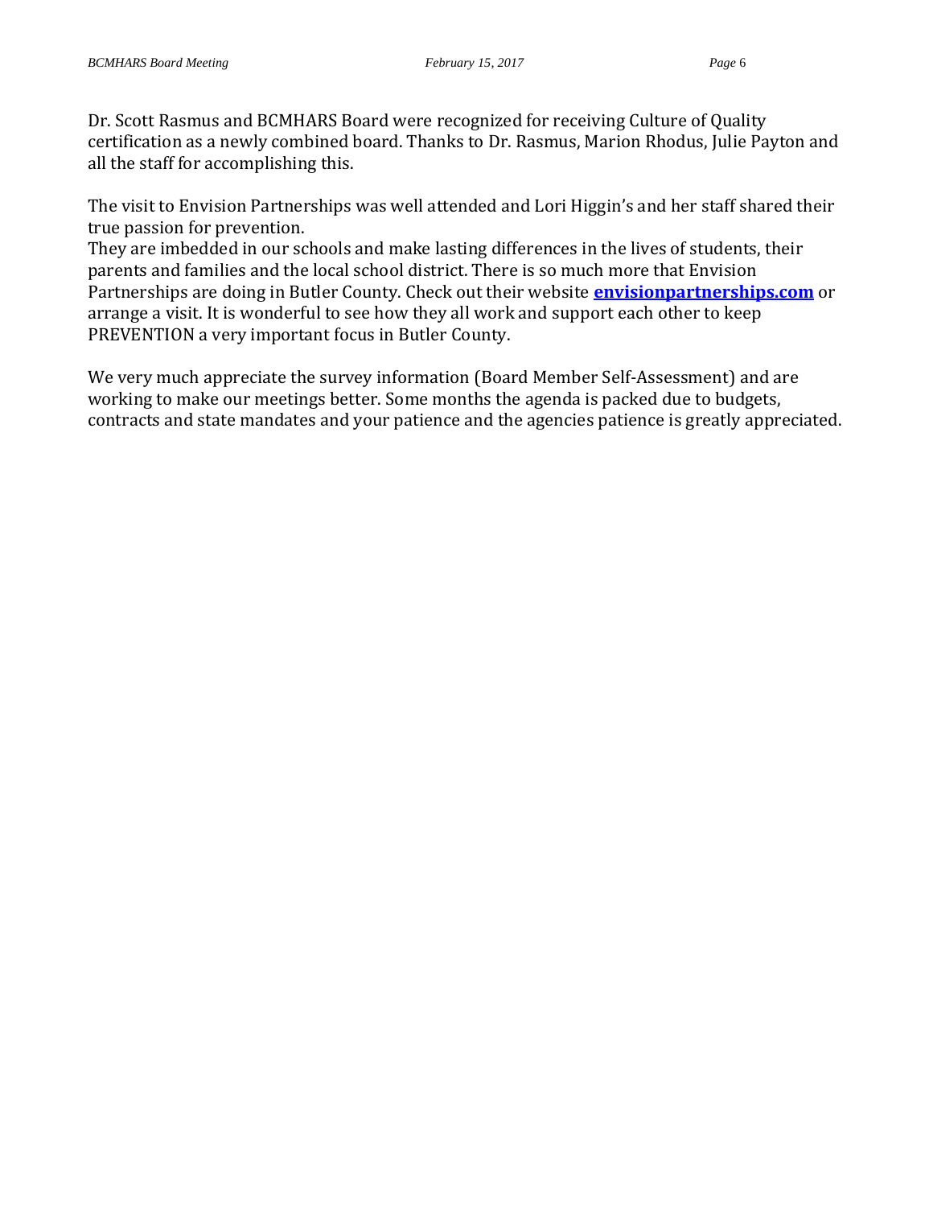Dr. Scott Rasmus and BCMHARS Board were recognized for receiving Culture of Quality certification as a newly combined board. Thanks to Dr. Rasmus, Marion Rhodus, Julie Payton and all the staff for accomplishing this.

The visit to Envision Partnerships was well attended and Lori Higgin's and her staff shared their true passion for prevention.
They are imbedded in our schools and make lasting differences in the lives of students, their parents and families and the local school district. There is so much more that Envision Partnerships are doing in Butler County. Check out their website **envisionpartnerships.com** or arrange a visit. It is wonderful to see how they all work and support each other to keep PREVENTION a very important focus in Butler County.

We very much appreciate the survey information (Board Member Self-Assessment) and are working to make our meetings better. Some months the agenda is packed due to budgets, contracts and state mandates and your patience and the agencies patience is greatly appreciated.